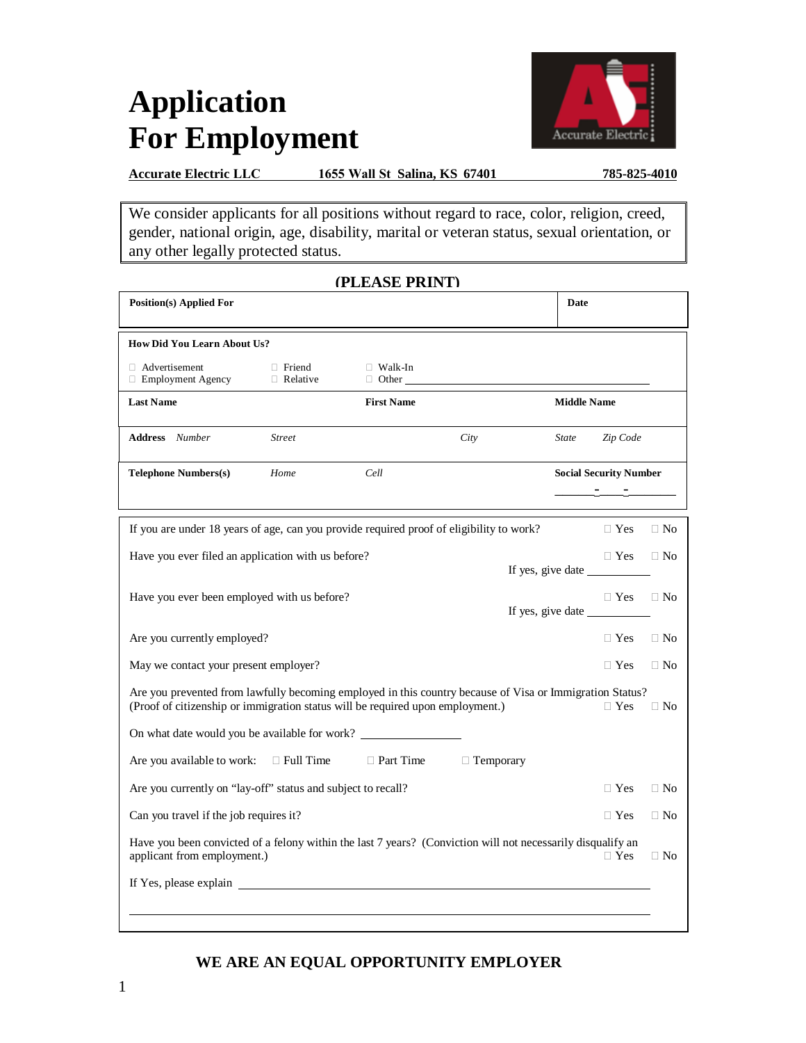# Application For Employment

**Accurate Electric LLC** **1655 Wall St Salina, KS 67401** **785-825-4010**

We consider applicants for all positions without regard to race, color, religion, creed, gender, national origin, age, disability, marital or veteran status, sexual orientation, or any other legally protected status.

**(PLEASE PRINT)**

| **Position(s) Applied For** | **Date** |
|---|---|
| | |

**How Did You Learn About Us?**

☐ Advertisement ☐ Friend ☐ Walk-In
☐ Employment Agency ☐ Relative ☐ Other ______________________________

| **Last Name** | **First Name** | **Middle Name** |
|---|---|---|
| | | |

| **Address** *Number* | *Street* | *City* | *State* | *Zip Code* |
|---|---|---|---|---|
| | | | | |

| **Telephone Numbers(s)** | *Home* | *Cell* | **Social Security Number** |
|---|---|---|---|
| | | | _____-____-______ |

If you are under 18 years of age, can you provide required proof of eligibility to work? ☐ Yes ☐ No

Have you ever filed an application with us before? ☐ Yes ☐ No
If yes, give date __________

Have you ever been employed with us before? ☐ Yes ☐ No
If yes, give date __________

Are you currently employed? ☐ Yes ☐ No

May we contact your present employer? ☐ Yes ☐ No

Are you prevented from lawfully becoming employed in this country because of Visa or Immigration Status? (Proof of citizenship or immigration status will be required upon employment.) ☐ Yes ☐ No

On what date would you be available for work? ________________

Are you available to work: ☐ Full Time ☐ Part Time ☐ Temporary

Are you currently on "lay-off" status and subject to recall? ☐ Yes ☐ No

Can you travel if the job requires it? ☐ Yes ☐ No

Have you been convicted of a felony within the last 7 years? (Conviction will not necessarily disqualify an applicant from employment.) ☐ Yes ☐ No

If Yes, please explain ____________________________________________________________

__________________________________________________________________________

**WE ARE AN EQUAL OPPORTUNITY EMPLOYER**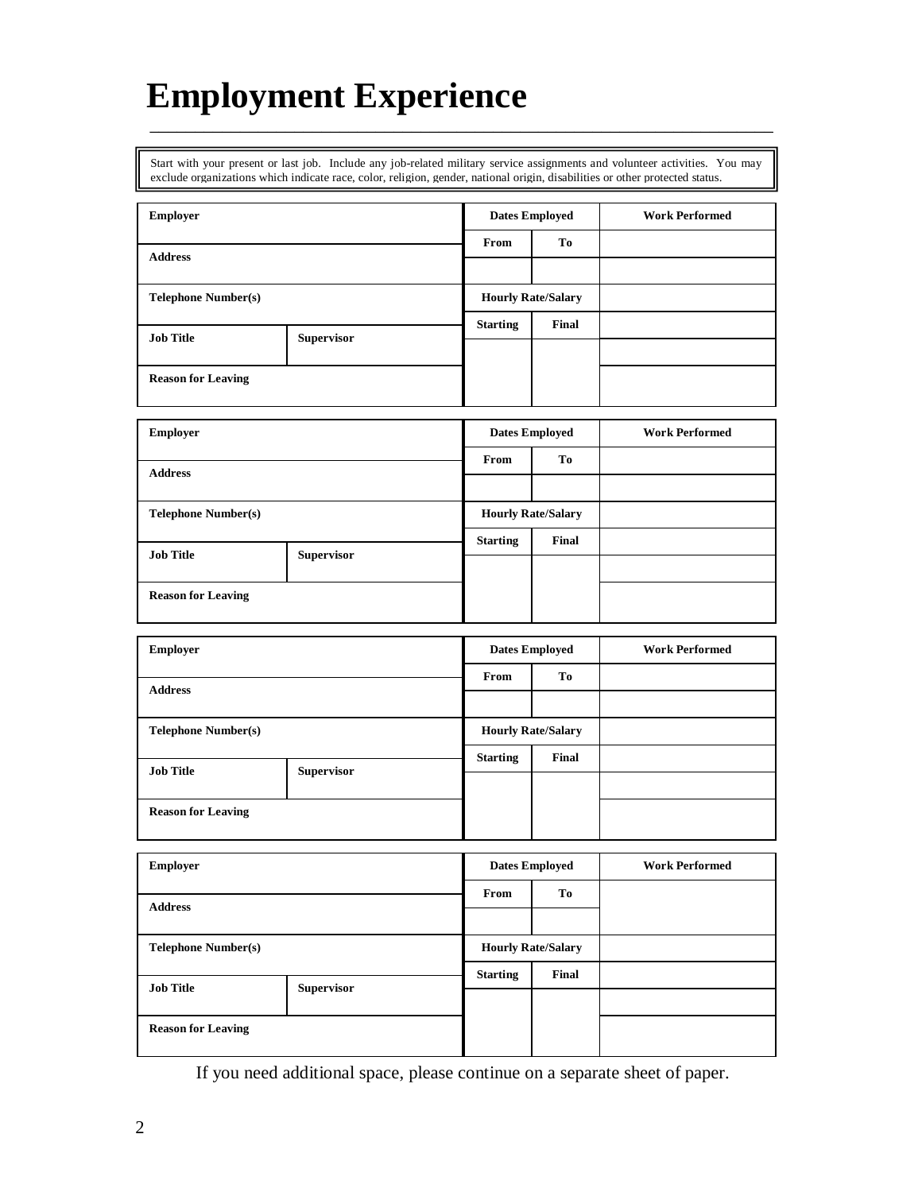# Employment Experience

Start with your present or last job. Include any job-related military service assignments and volunteer activities. You may exclude organizations which indicate race, color, religion, gender, national origin, disabilities or other protected status.

| Employer | | Dates Employed | | Work Performed |
|---|---|---|---|---|
| | | From | To | |
| Address | | | | |
| Telephone Number(s) | | Hourly Rate/Salary | | |
| | | Starting | Final | |
| Job Title | Supervisor | | | |
| Reason for Leaving | | | | |

| Employer | | Dates Employed | | Work Performed |
|---|---|---|---|---|
| | | From | To | |
| Address | | | | |
| Telephone Number(s) | | Hourly Rate/Salary | | |
| | | Starting | Final | |
| Job Title | Supervisor | | | |
| Reason for Leaving | | | | |

| Employer | | Dates Employed | | Work Performed |
|---|---|---|---|---|
| | | From | To | |
| Address | | | | |
| Telephone Number(s) | | Hourly Rate/Salary | | |
| | | Starting | Final | |
| Job Title | Supervisor | | | |
| Reason for Leaving | | | | |

| Employer | | Dates Employed | | Work Performed |
|---|---|---|---|---|
| | | From | To | |
| Address | | | | |
| Telephone Number(s) | | Hourly Rate/Salary | | |
| | | Starting | Final | |
| Job Title | Supervisor | | | |
| Reason for Leaving | | | | |

If you need additional space, please continue on a separate sheet of paper.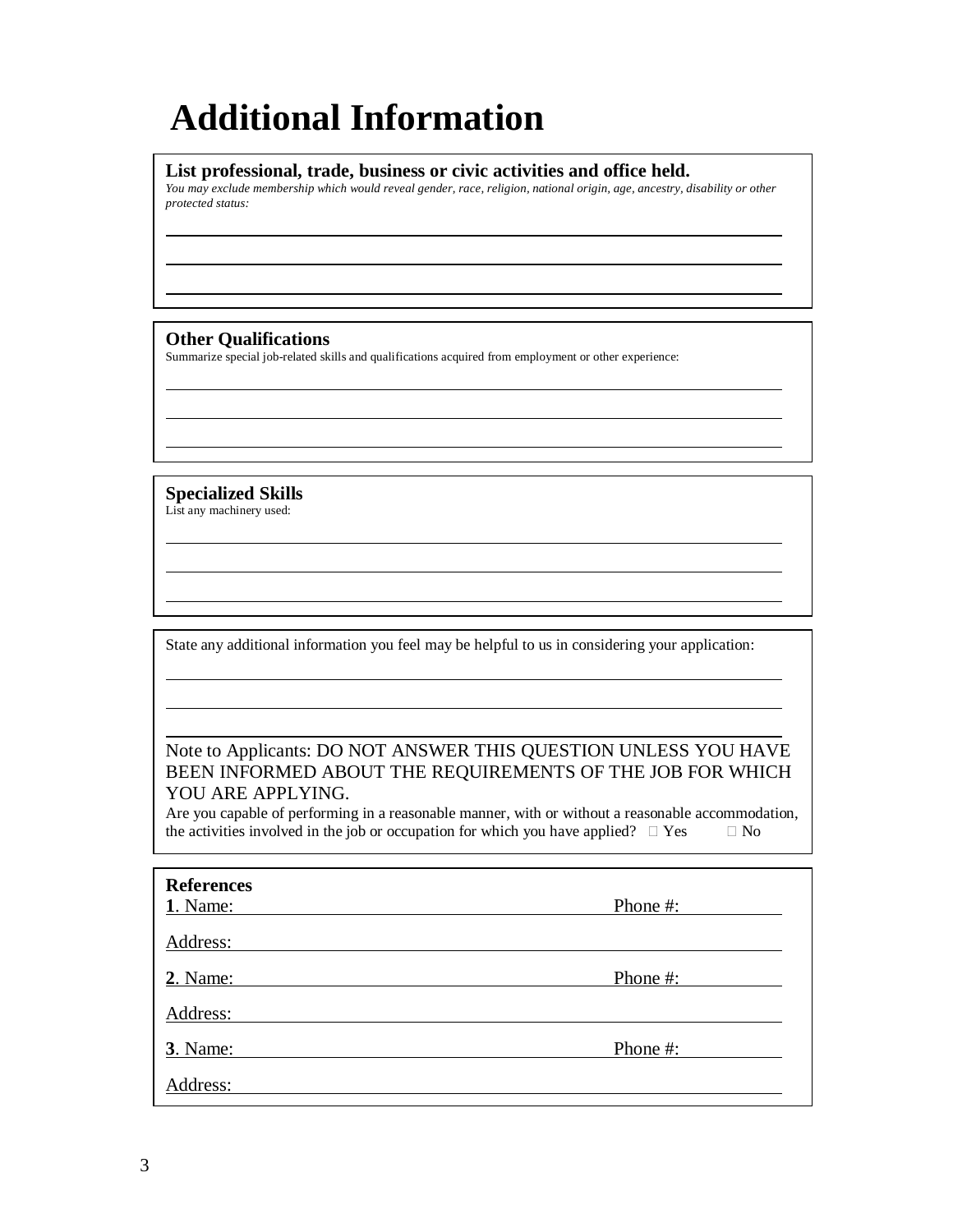# Additional Information

**List professional, trade, business or civic activities and office held.**

*You may exclude membership which would reveal gender, race, religion, national origin, age, ancestry, disability or other protected status:*

______________________________________________________________________

______________________________________________________________________

______________________________________________________________________

**Other Qualifications**

Summarize special job-related skills and qualifications acquired from employment or other experience:

______________________________________________________________________

______________________________________________________________________

______________________________________________________________________

**Specialized Skills**

List any machinery used:

______________________________________________________________________

______________________________________________________________________

______________________________________________________________________

State any additional information you feel may be helpful to us in considering your application:

______________________________________________________________________

______________________________________________________________________

______________________________________________________________________

Note to Applicants: DO NOT ANSWER THIS QUESTION UNLESS YOU HAVE BEEN INFORMED ABOUT THE REQUIREMENTS OF THE JOB FOR WHICH YOU ARE APPLYING.

Are you capable of performing in a reasonable manner, with or without a reasonable accommodation, the activities involved in the job or occupation for which you have applied? ☐ Yes ☐ No

**References**

**1**. Name: ______________________________ Phone #: ____________

Address: ______________________________________________________

**2**. Name: ______________________________ Phone #: ____________

Address: ______________________________________________________

**3**. Name: ______________________________ Phone #: ____________

Address: ______________________________________________________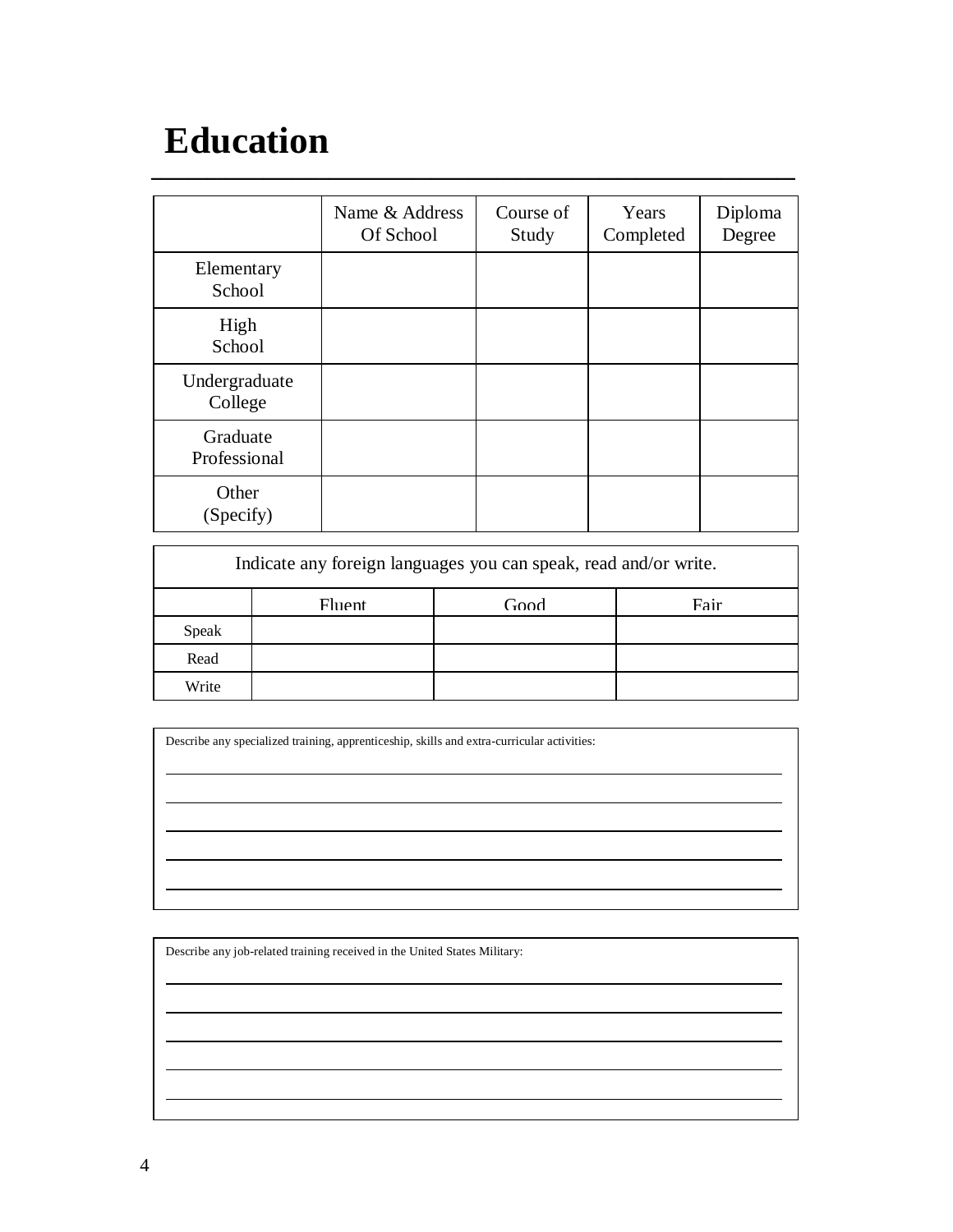# Education

| | Name & Address Of School | Course of Study | Years Completed | Diploma Degree |
|---|---|---|---|---|
| Elementary School | | | | |
| High School | | | | |
| Undergraduate College | | | | |
| Graduate Professional | | | | |
| Other (Specify) | | | | |

| Indicate any foreign languages you can speak, read and/or write. | | | |
|---|---|---|---|
| | Fluent | Good | Fair |
| Speak | | | |
| Read | | | |
| Write | | | |

Describe any specialized training, apprenticeship, skills and extra-curricular activities:

_______________________________________________

_______________________________________________

_______________________________________________

_______________________________________________

_______________________________________________

Describe any job-related training received in the United States Military:

_______________________________________________

_______________________________________________

_______________________________________________

_______________________________________________

_______________________________________________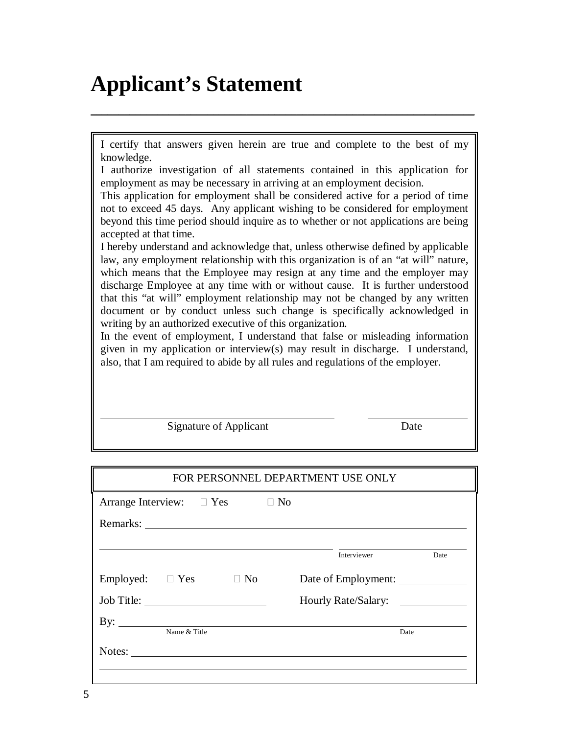# Applicant's Statement

I certify that answers given herein are true and complete to the best of my knowledge.

I authorize investigation of all statements contained in this application for employment as may be necessary in arriving at an employment decision.

This application for employment shall be considered active for a period of time not to exceed 45 days. Any applicant wishing to be considered for employment beyond this time period should inquire as to whether or not applications are being accepted at that time.

I hereby understand and acknowledge that, unless otherwise defined by applicable law, any employment relationship with this organization is of an "at will" nature, which means that the Employee may resign at any time and the employer may discharge Employee at any time with or without cause. It is further understood that this "at will" employment relationship may not be changed by any written document or by conduct unless such change is specifically acknowledged in writing by an authorized executive of this organization.

In the event of employment, I understand that false or misleading information given in my application or interview(s) may result in discharge. I understand, also, that I am required to abide by all rules and regulations of the employer.

______________________________ ______________

Signature of Applicant Date

FOR PERSONNEL DEPARTMENT USE ONLY

Arrange Interview: ☐ Yes ☐ No

Remarks: ______________________________

______________________________ ______________

Interviewer Date

Employed: ☐ Yes ☐ No Date of Employment: ____________

Job Title: ______________________ Hourly Rate/Salary: ____________

By: ______________________________

Name & Title Date

Notes: ______________________________

______________________________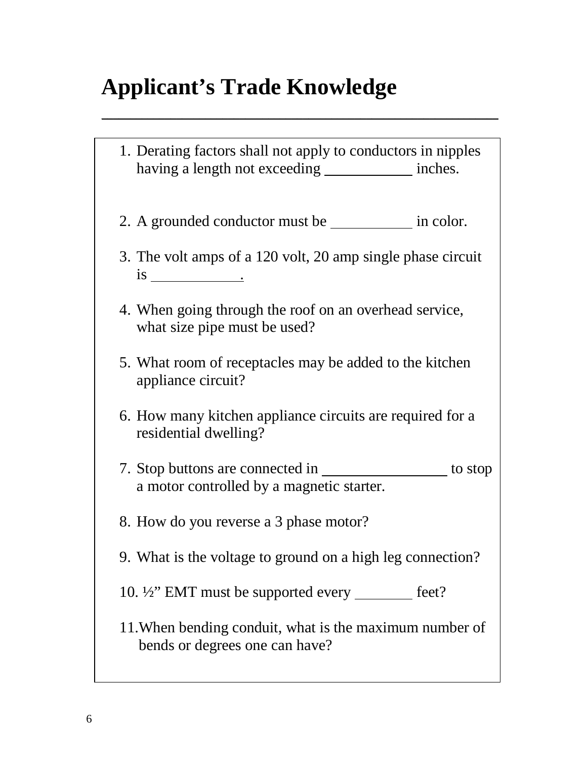# Applicant's Trade Knowledge

1. Derating factors shall not apply to conductors in nipples having a length not exceeding ____________ inches.

2. A grounded conductor must be ___________ in color.

3. The volt amps of a 120 volt, 20 amp single phase circuit is ____________.

4. When going through the roof on an overhead service, what size pipe must be used?

5. What room of receptacles may be added to the kitchen appliance circuit?

6. How many kitchen appliance circuits are required for a residential dwelling?

7. Stop buttons are connected in _________________ to stop a motor controlled by a magnetic starter.

8. How do you reverse a 3 phase motor?

9. What is the voltage to ground on a high leg connection?

10. ½" EMT must be supported every ________ feet?

11. When bending conduit, what is the maximum number of bends or degrees one can have?